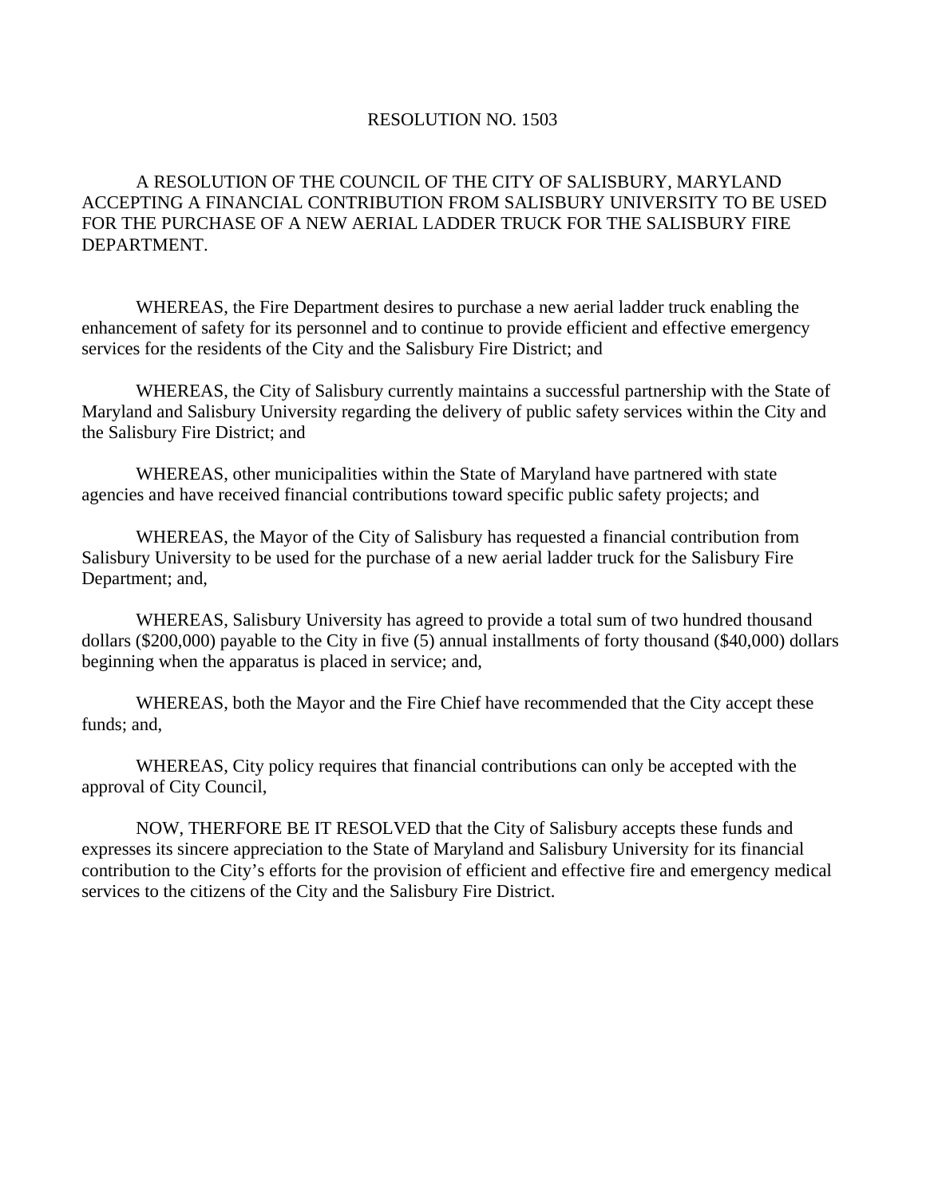# RESOLUTION NO. 1503

A RESOLUTION OF THE COUNCIL OF THE CITY OF SALISBURY, MARYLAND ACCEPTING A FINANCIAL CONTRIBUTION FROM SALISBURY UNIVERSITY TO BE USED FOR THE PURCHASE OF A NEW AERIAL LADDER TRUCK FOR THE SALISBURY FIRE DEPARTMENT.

WHEREAS, the Fire Department desires to purchase a new aerial ladder truck enabling the enhancement of safety for its personnel and to continue to provide efficient and effective emergency services for the residents of the City and the Salisbury Fire District; and

WHEREAS, the City of Salisbury currently maintains a successful partnership with the State of Maryland and Salisbury University regarding the delivery of public safety services within the City and the Salisbury Fire District; and

WHEREAS, other municipalities within the State of Maryland have partnered with state agencies and have received financial contributions toward specific public safety projects; and

WHEREAS, the Mayor of the City of Salisbury has requested a financial contribution from Salisbury University to be used for the purchase of a new aerial ladder truck for the Salisbury Fire Department; and,

WHEREAS, Salisbury University has agreed to provide a total sum of two hundred thousand dollars ($200,000) payable to the City in five (5) annual installments of forty thousand ($40,000) dollars beginning when the apparatus is placed in service; and,

WHEREAS, both the Mayor and the Fire Chief have recommended that the City accept these funds; and,

WHEREAS, City policy requires that financial contributions can only be accepted with the approval of City Council,

NOW, THERFORE BE IT RESOLVED that the City of Salisbury accepts these funds and expresses its sincere appreciation to the State of Maryland and Salisbury University for its financial contribution to the City's efforts for the provision of efficient and effective fire and emergency medical services to the citizens of the City and the Salisbury Fire District.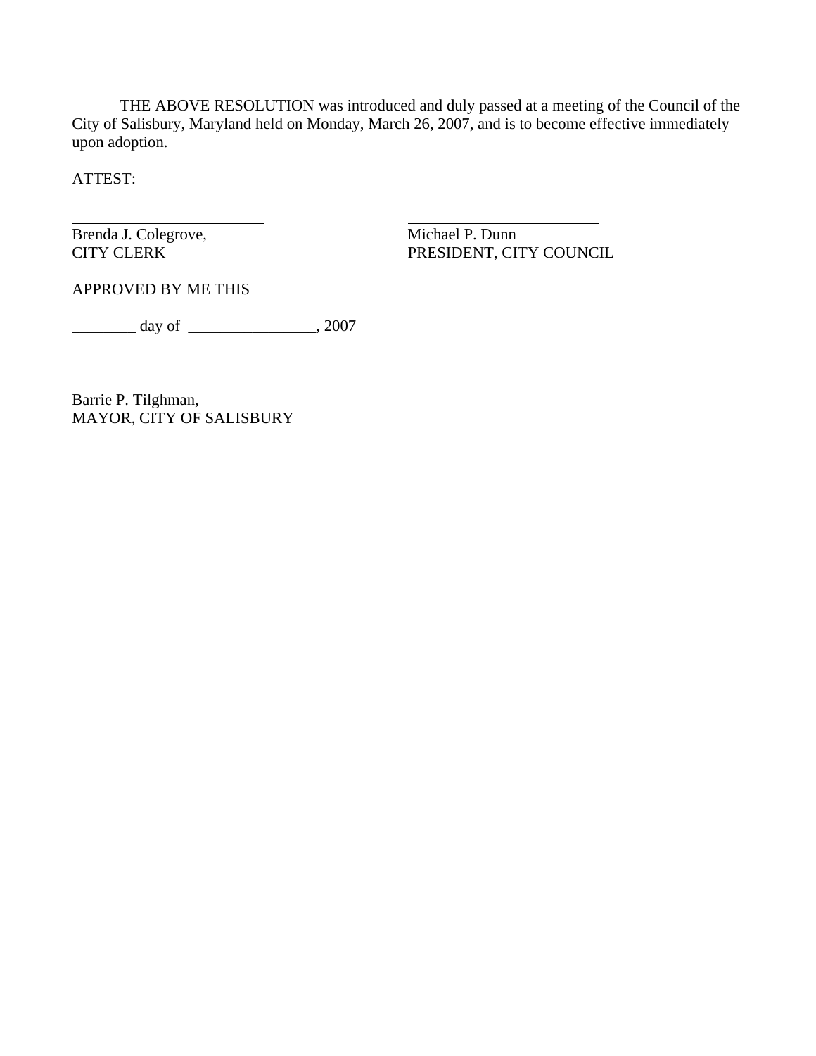THE ABOVE RESOLUTION was introduced and duly passed at a meeting of the Council of the City of Salisbury, Maryland held on Monday, March 26, 2007, and is to become effective immediately upon adoption.

ATTEST:

| | |
|---|---|
| ________________________ | ________________________ |
| Brenda J. Colegrove, | Michael P. Dunn |
| CITY CLERK | PRESIDENT, CITY COUNCIL |

APPROVED BY ME THIS

________ day of ________________, 2007

________________________
Barrie P. Tilghman,
MAYOR, CITY OF SALISBURY